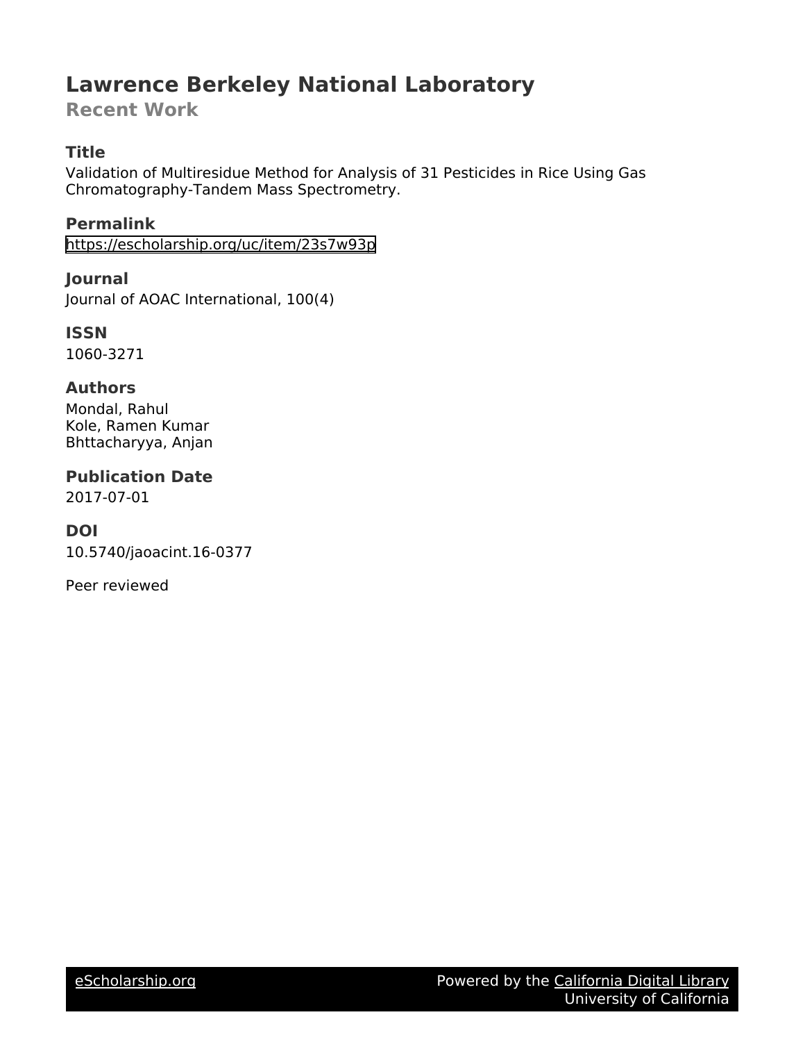# Lawrence Berkeley National Laboratory

## Recent Work

### Title

Validation of Multiresidue Method for Analysis of 31 Pesticides in Rice Using Gas Chromatography-Tandem Mass Spectrometry.

### Permalink

https://escholarship.org/uc/item/23s7w93p

### Journal

Journal of AOAC International, 100(4)

### ISSN

1060-3271

### Authors

Mondal, Rahul
Kole, Ramen Kumar
Bhttacharyya, Anjan

### Publication Date

2017-07-01

### DOI

10.5740/jaoacint.16-0377

Peer reviewed

eScholarship.org | Powered by the California Digital Library
University of California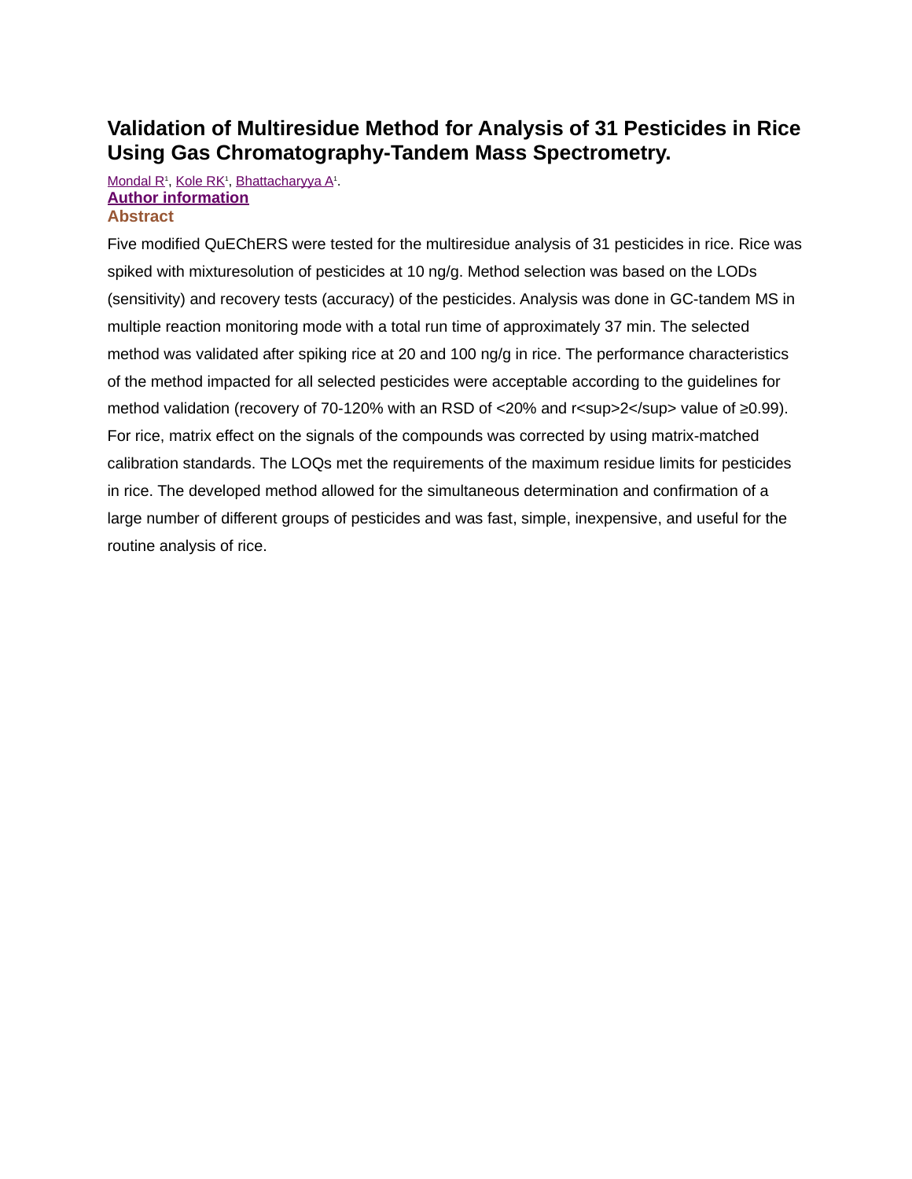# Validation of Multiresidue Method for Analysis of 31 Pesticides in Rice Using Gas Chromatography-Tandem Mass Spectrometry.

Mondal R[1], Kole RK[1], Bhattacharyya A[1].

**Author information**

## Abstract

Five modified QuEChERS were tested for the multiresidue analysis of 31 pesticides in rice. Rice was spiked with mixturesolution of pesticides at 10 ng/g. Method selection was based on the LODs (sensitivity) and recovery tests (accuracy) of the pesticides. Analysis was done in GC-tandem MS in multiple reaction monitoring mode with a total run time of approximately 37 min. The selected method was validated after spiking rice at 20 and 100 ng/g in rice. The performance characteristics of the method impacted for all selected pesticides were acceptable according to the guidelines for method validation (recovery of 70-120% with an RSD of <20% and $r^2$ value of ≥0.99). For rice, matrix effect on the signals of the compounds was corrected by using matrix-matched calibration standards. The LOQs met the requirements of the maximum residue limits for pesticides in rice. The developed method allowed for the simultaneous determination and confirmation of a large number of different groups of pesticides and was fast, simple, inexpensive, and useful for the routine analysis of rice.